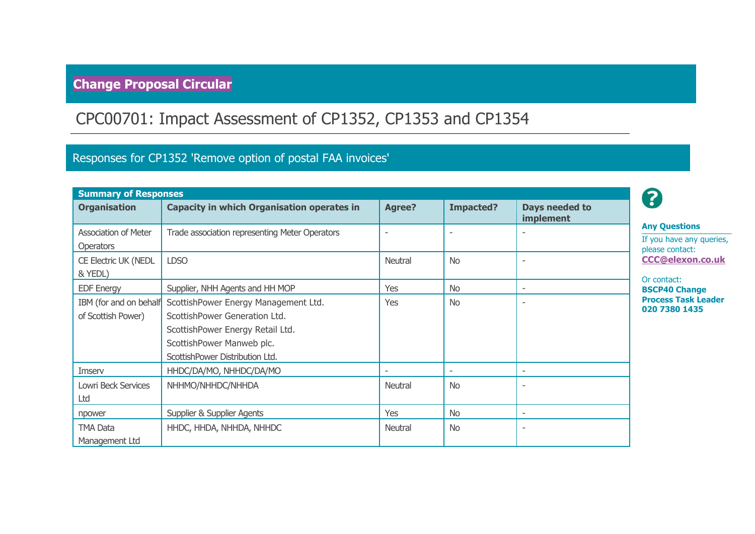# Change Proposal Circular

## CPC00701: Impact Assessment of CP1352, CP1353 and CP1354

## Responses for CP1352 'Remove option of postal FAA invoices'

**Summary of Responses**

| Organisation | Capacity in which Organisation operates in | Agree? | Impacted? | Days needed to implement |
|---|---|---|---|---|
| Association of Meter Operators | Trade association representing Meter Operators | - | - | - |
| CE Electric UK (NEDL & YEDL) | LDSO | Neutral | No | - |
| EDF Energy | Supplier, NHH Agents and HH MOP | Yes | No | - |
| IBM (for and on behalf of Scottish Power) | ScottishPower Energy Management Ltd. ScottishPower Generation Ltd. ScottishPower Energy Retail Ltd. ScottishPower Manweb plc. ScottishPower Distribution Ltd. | Yes | No | - |
| Imserv | HHDC/DA/MO, NHHDC/DA/MO | - | - | - |
| Lowri Beck Services Ltd | NHHMO/NHHDC/NHHDA | Neutral | No | - |
| npower | Supplier & Supplier Agents | Yes | No | - |
| TMA Data Management Ltd | HHDC, HHDA, NHHDA, NHHDC | Neutral | No | - |

**Any Questions**

If you have any queries, please contact: **CCC@elexon.co.uk**

Or contact:
**BSCP40 Change Process Task Leader**
**020 7380 1435**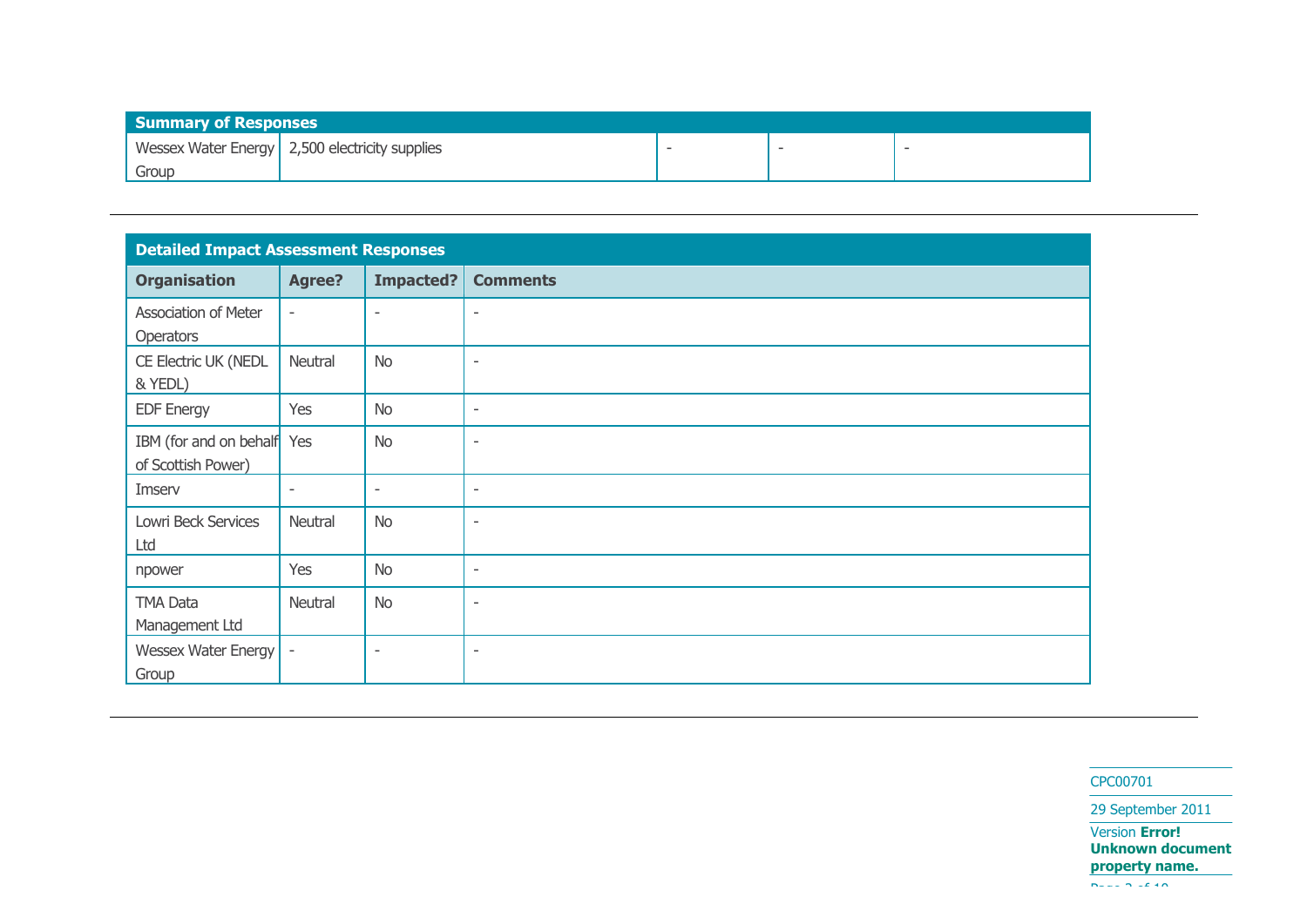| Summary of Responses | | | | |
|---|---|---|---|---|
| Wessex Water Energy Group | 2,500 electricity supplies | - | - | - |

---

| Detailed Impact Assessment Responses | | | |
|---|---|---|---|
| **Organisation** | **Agree?** | **Impacted?** | **Comments** |
| Association of Meter Operators | - | - | - |
| CE Electric UK (NEDL & YEDL) | Neutral | No | - |
| EDF Energy | Yes | No | - |
| IBM (for and on behalf of Scottish Power) | Yes | No | - |
| Imserv | - | - | - |
| Lowri Beck Services Ltd | Neutral | No | - |
| npower | Yes | No | - |
| TMA Data Management Ltd | Neutral | No | - |
| Wessex Water Energy Group | - | - | - |

---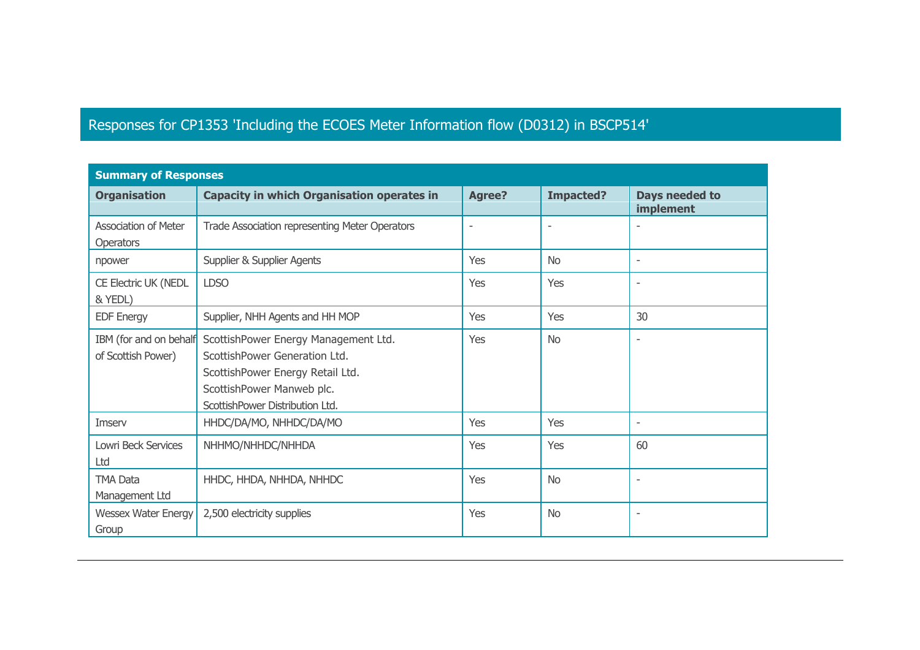# Responses for CP1353 'Including the ECOES Meter Information flow (D0312) in BSCP514'

| Summary of Responses | | | | |
|---|---|---|---|---|
| **Organisation** | **Capacity in which Organisation operates in** | **Agree?** | **Impacted?** | **Days needed to implement** |
| Association of Meter Operators | Trade Association representing Meter Operators | - | - | - |
| npower | Supplier & Supplier Agents | Yes | No | - |
| CE Electric UK (NEDL & YEDL) | LDSO | Yes | Yes | - |
| EDF Energy | Supplier, NHH Agents and HH MOP | Yes | Yes | 30 |
| IBM (for and on behalf of Scottish Power) | ScottishPower Energy Management Ltd.<br>ScottishPower Generation Ltd.<br>ScottishPower Energy Retail Ltd.<br>ScottishPower Manweb plc.<br>ScottishPower Distribution Ltd. | Yes | No | - |
| Imserv | HHDC/DA/MO, NHHDC/DA/MO | Yes | Yes | - |
| Lowri Beck Services Ltd | NHHMO/NHHDC/NHHDA | Yes | Yes | 60 |
| TMA Data Management Ltd | HHDC, HHDA, NHHDA, NHHDC | Yes | No | - |
| Wessex Water Energy Group | 2,500 electricity supplies | Yes | No | - |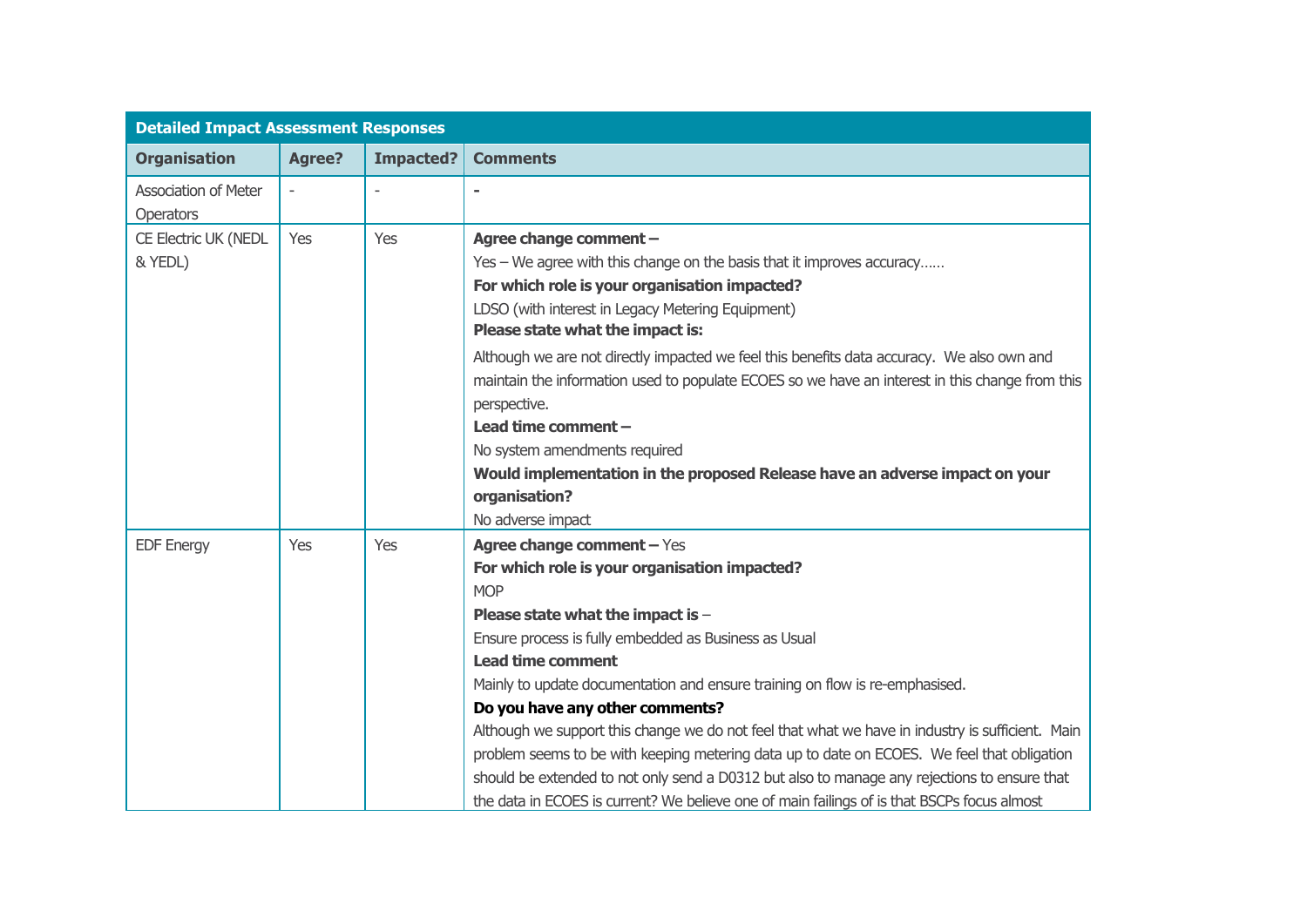| Detailed Impact Assessment Responses | | | |
|---|---|---|---|
| **Organisation** | **Agree?** | **Impacted?** | **Comments** |
| Association of Meter Operators | - | - | - |
| CE Electric UK (NEDL & YEDL) | Yes | Yes | **Agree change comment –**<br>Yes – We agree with this change on the basis that it improves accuracy……<br>**For which role is your organisation impacted?**<br>LDSO (with interest in Legacy Metering Equipment)<br>**Please state what the impact is:**<br>Although we are not directly impacted we feel this benefits data accuracy. We also own and maintain the information used to populate ECOES so we have an interest in this change from this perspective.<br>**Lead time comment –**<br>No system amendments required<br>**Would implementation in the proposed Release have an adverse impact on your organisation?**<br>No adverse impact |
| EDF Energy | Yes | Yes | **Agree change comment –** Yes<br>**For which role is your organisation impacted?**<br>MOP<br>**Please state what the impact is** –<br>Ensure process is fully embedded as Business as Usual<br>**Lead time comment**<br>Mainly to update documentation and ensure training on flow is re-emphasised.<br>**Do you have any other comments?**<br>Although we support this change we do not feel that what we have in industry is sufficient. Main problem seems to be with keeping metering data up to date on ECOES. We feel that obligation should be extended to not only send a D0312 but also to manage any rejections to ensure that the data in ECOES is current? We believe one of main failings of is that BSCPs focus almost |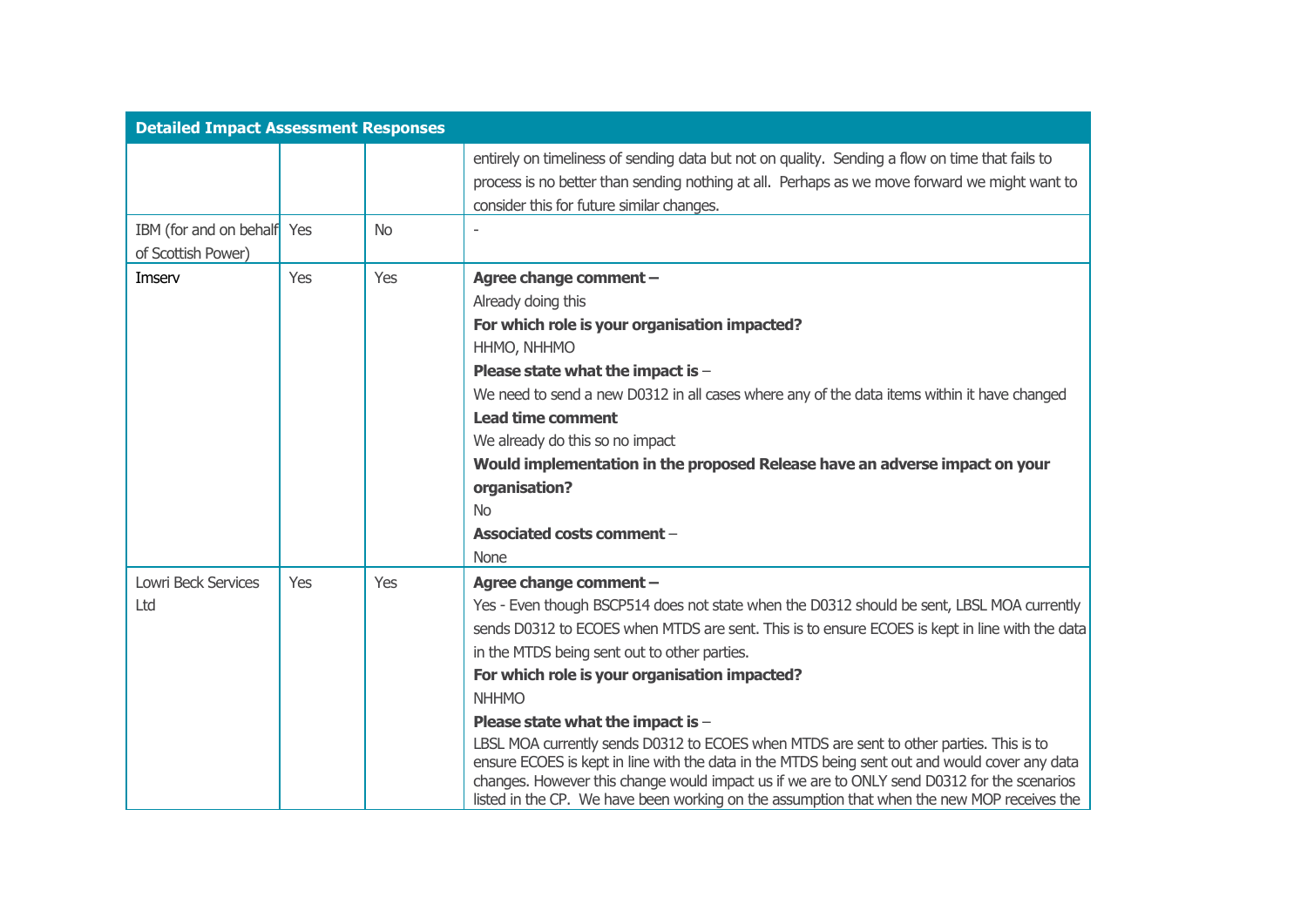| Detailed Impact Assessment Responses | | | |
|---|---|---|---|
| | | | entirely on timeliness of sending data but not on quality. Sending a flow on time that fails to process is no better than sending nothing at all. Perhaps as we move forward we might want to consider this for future similar changes. |
| IBM (for and on behalf of Scottish Power) | Yes | No | - |
| Imserv | Yes | Yes | **Agree change comment –**<br>Already doing this<br>**For which role is your organisation impacted?**<br>HHMO, NHHMO<br>**Please state what the impact is** –<br>We need to send a new D0312 in all cases where any of the data items within it have changed<br>**Lead time comment**<br>We already do this so no impact<br>**Would implementation in the proposed Release have an adverse impact on your organisation?**<br>No<br>**Associated costs comment** –<br>None |
| Lowri Beck Services Ltd | Yes | Yes | **Agree change comment –**<br>Yes - Even though BSCP514 does not state when the D0312 should be sent, LBSL MOA currently sends D0312 to ECOES when MTDS are sent. This is to ensure ECOES is kept in line with the data in the MTDS being sent out to other parties.<br>**For which role is your organisation impacted?**<br>NHHMO<br>**Please state what the impact is** –<br>LBSL MOA currently sends D0312 to ECOES when MTDS are sent to other parties. This is to ensure ECOES is kept in line with the data in the MTDS being sent out and would cover any data changes. However this change would impact us if we are to ONLY send D0312 for the scenarios listed in the CP. We have been working on the assumption that when the new MOP receives the |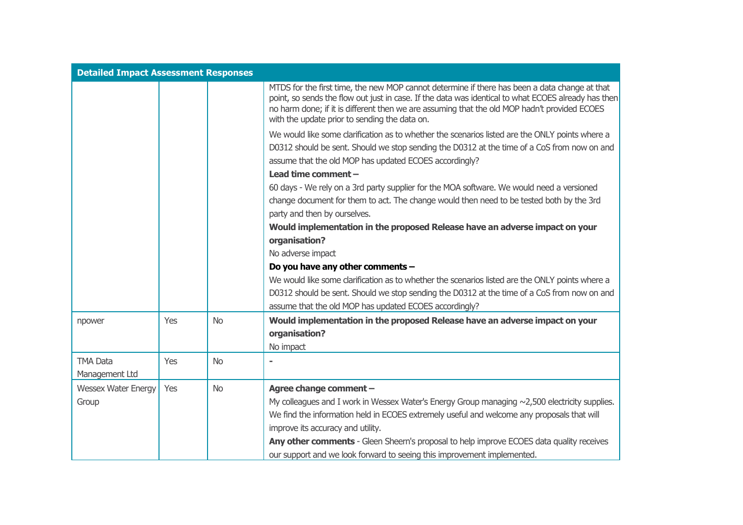| Detailed Impact Assessment Responses | | | |
|---|---|---|---|
| | | | MTDS for the first time, the new MOP cannot determine if there has been a data change at that point, so sends the flow out just in case. If the data was identical to what ECOES already has then no harm done; if it is different then we are assuming that the old MOP hadn't provided ECOES with the update prior to sending the data on.<br><br>We would like some clarification as to whether the scenarios listed are the ONLY points where a D0312 should be sent. Should we stop sending the D0312 at the time of a CoS from now on and assume that the old MOP has updated ECOES accordingly?<br>**Lead time comment –**<br>60 days - We rely on a 3rd party supplier for the MOA software. We would need a versioned change document for them to act. The change would then need to be tested both by the 3rd party and then by ourselves.<br>**Would implementation in the proposed Release have an adverse impact on your organisation?**<br>No adverse impact<br>**Do you have any other comments –**<br>We would like some clarification as to whether the scenarios listed are the ONLY points where a D0312 should be sent. Should we stop sending the D0312 at the time of a CoS from now on and assume that the old MOP has updated ECOES accordingly? |
| npower | Yes | No | **Would implementation in the proposed Release have an adverse impact on your organisation?**<br>No impact |
| TMA Data Management Ltd | Yes | No | - |
| Wessex Water Energy Group | Yes | No | **Agree change comment –**<br>My colleagues and I work in Wessex Water's Energy Group managing ~2,500 electricity supplies. We find the information held in ECOES extremely useful and welcome any proposals that will improve its accuracy and utility.<br>**Any other comments** - Gleen Sheern's proposal to help improve ECOES data quality receives our support and we look forward to seeing this improvement implemented. |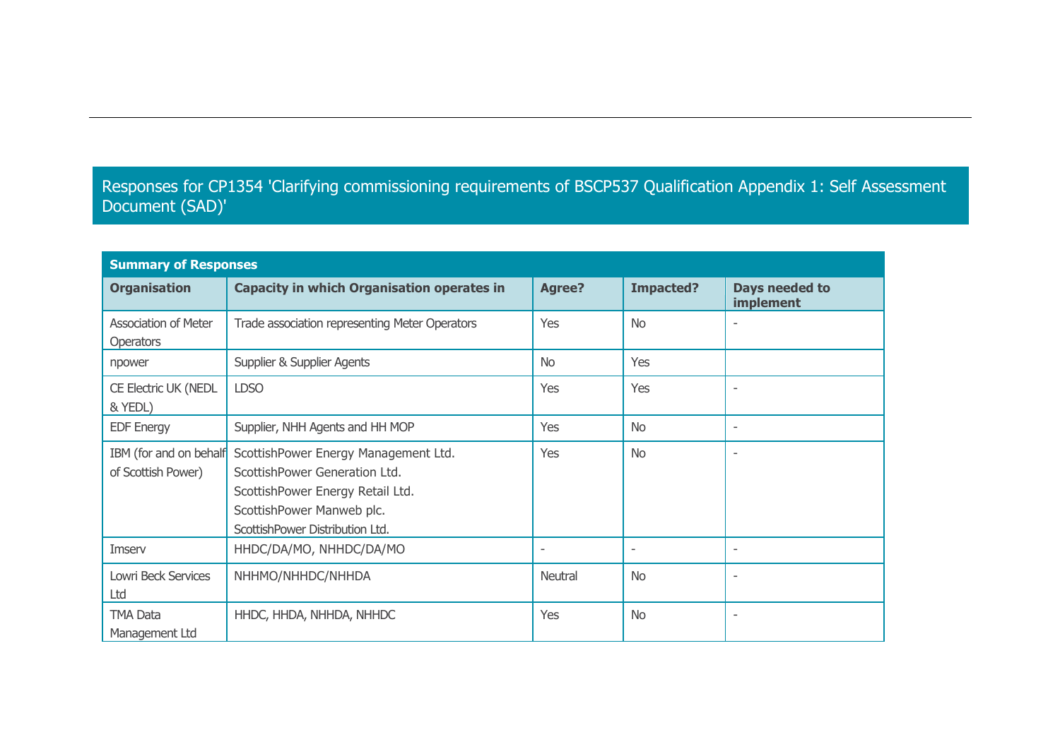# Responses for CP1354 'Clarifying commissioning requirements of BSCP537 Qualification Appendix 1: Self Assessment Document (SAD)'

| Summary of Responses | | | | |
|---|---|---|---|---|
| **Organisation** | **Capacity in which Organisation operates in** | **Agree?** | **Impacted?** | **Days needed to implement** |
| Association of Meter Operators | Trade association representing Meter Operators | Yes | No | - |
| npower | Supplier & Supplier Agents | No | Yes | |
| CE Electric UK (NEDL & YEDL) | LDSO | Yes | Yes | - |
| EDF Energy | Supplier, NHH Agents and HH MOP | Yes | No | - |
| IBM (for and on behalf of Scottish Power) | ScottishPower Energy Management Ltd. ScottishPower Generation Ltd. ScottishPower Energy Retail Ltd. ScottishPower Manweb plc. ScottishPower Distribution Ltd. | Yes | No | - |
| Imserv | HHDC/DA/MO, NHHDC/DA/MO | - | - | - |
| Lowri Beck Services Ltd | NHHMO/NHHDC/NHHDA | Neutral | No | - |
| TMA Data Management Ltd | HHDC, HHDA, NHHDA, NHHDC | Yes | No | - |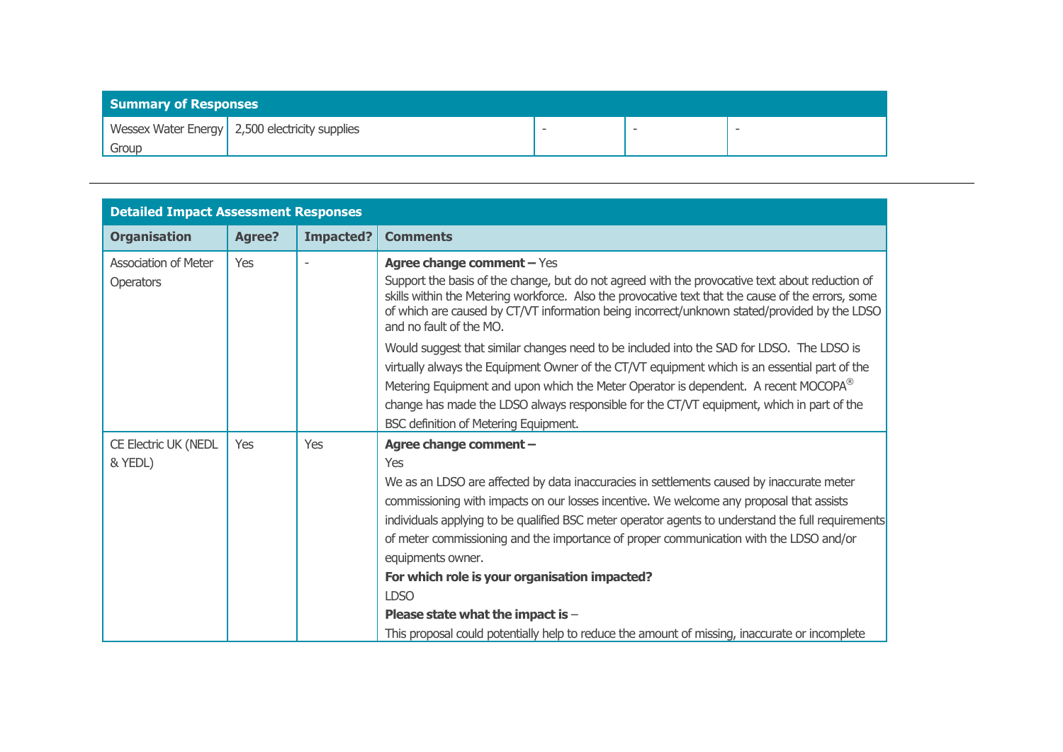| Summary of Responses | | | | |
|---|---|---|---|---|
| Wessex Water Energy Group | 2,500 electricity supplies | - | - | - |

---

| Detailed Impact Assessment Responses | | | |
|---|---|---|---|
| **Organisation** | **Agree?** | **Impacted?** | **Comments** |
| Association of Meter Operators | Yes | - | **Agree change comment –** Yes<br>Support the basis of the change, but do not agreed with the provocative text about reduction of skills within the Metering workforce. Also the provocative text that the cause of the errors, some of which are caused by CT/VT information being incorrect/unknown stated/provided by the LDSO and no fault of the MO.<br>Would suggest that similar changes need to be included into the SAD for LDSO. The LDSO is virtually always the Equipment Owner of the CT/VT equipment which is an essential part of the Metering Equipment and upon which the Meter Operator is dependent. A recent MOCOPA® change has made the LDSO always responsible for the CT/VT equipment, which in part of the BSC definition of Metering Equipment. |
| CE Electric UK (NEDL & YEDL) | Yes | Yes | **Agree change comment –**<br>Yes<br>We as an LDSO are affected by data inaccuracies in settlements caused by inaccurate meter commissioning with impacts on our losses incentive. We welcome any proposal that assists individuals applying to be qualified BSC meter agents to understand the full requirements of meter commissioning and the importance of proper communication with the LDSO and/or equipments owner.<br>**For which role is your organisation impacted?**<br>LDSO<br>**Please state what the impact is** –<br>This proposal could potentially help to reduce the amount of missing, inaccurate or incomplete |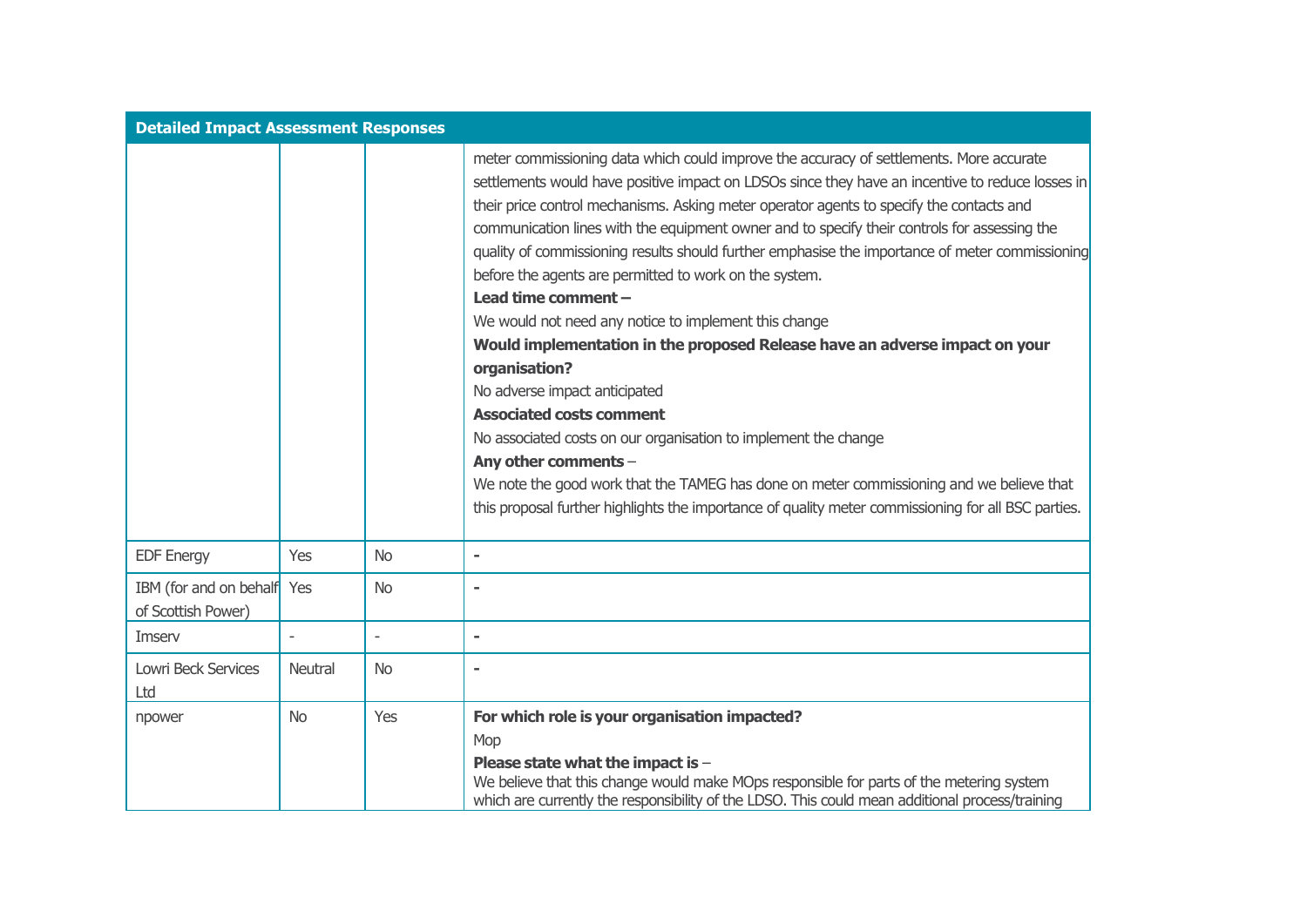| Detailed Impact Assessment Responses | | | |
|---|---|---|---|
| | | | meter commissioning data which could improve the accuracy of settlements. More accurate settlements would have positive impact on LDSOs since they have an incentive to reduce losses in their price control mechanisms. Asking meter operator agents to specify the contacts and communication lines with the equipment owner and to specify their controls for assessing the quality of commissioning results should further emphasise the importance of meter commissioning before the agents are permitted to work on the system.<br>**Lead time comment –**<br>We would not need any notice to implement this change<br>**Would implementation in the proposed Release have an adverse impact on your organisation?**<br>No adverse impact anticipated<br>**Associated costs comment**<br>No associated costs on our organisation to implement the change<br>**Any other comments** –<br>We note the good work that the TAMEG has done on meter commissioning and we believe that this proposal further highlights the importance of quality meter commissioning for all BSC parties. |
| EDF Energy | Yes | No | - |
| IBM (for and on behalf of Scottish Power) | Yes | No | - |
| Imserv | - | - | - |
| Lowri Beck Services Ltd | Neutral | No | - |
| npower | No | Yes | **For which role is your organisation impacted?**<br>Mop<br>**Please state what the impact is** –<br>We believe that this change would make MOps responsible for parts of the metering system which are currently the responsibility of the LDSO. This could mean additional process/training |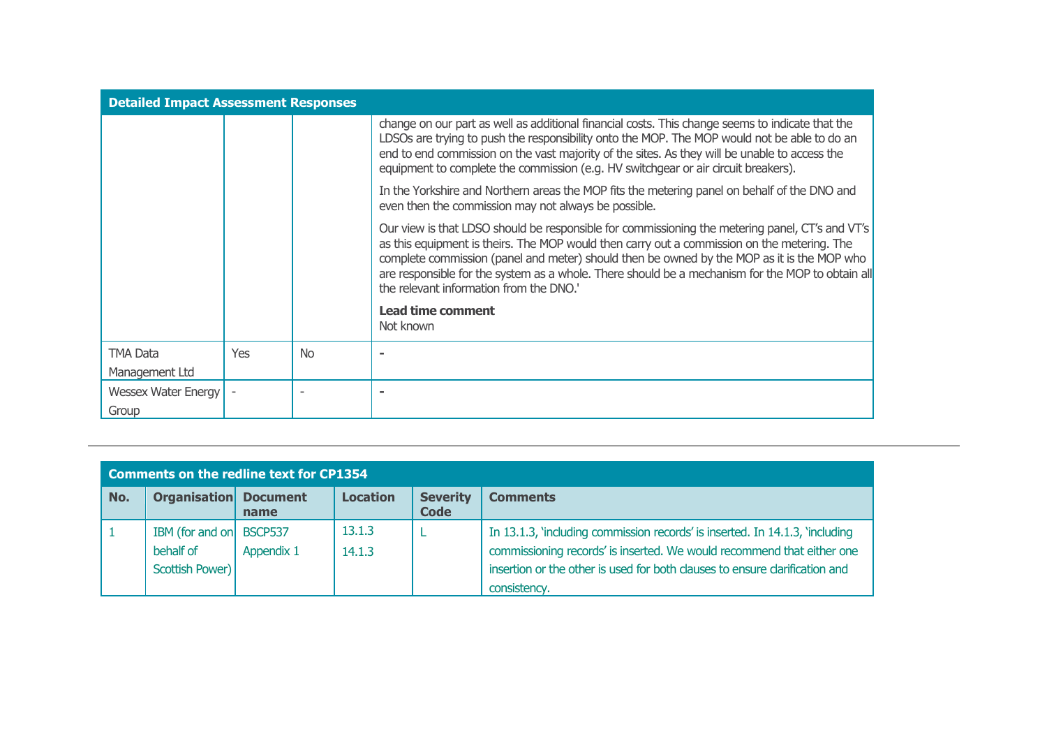| Detailed Impact Assessment Responses | | | |
|---|---|---|---|
| | | | change on our part as well as additional financial costs. This change seems to indicate that the LDSOs are trying to push the responsibility onto the MOP. The MOP would not be able to do an end to end commission on the vast majority of the sites. As they will be unable to access the equipment to complete the commission (e.g. HV switchgear or air circuit breakers).<br><br>In the Yorkshire and Northern areas the MOP fits the metering panel on behalf of the DNO and even then the commission may not always be possible.<br><br>Our view is that LDSO should be responsible for commissioning the metering panel, CT's and VT's as this equipment is theirs. The MOP would then carry out a commission on the metering. The complete commission (panel and meter) should then be owned by the MOP as it is the MOP who are responsible for the system as a whole. There should be a mechanism for the MOP to obtain all the relevant information from the DNO.'<br><br>**Lead time comment**<br>Not known |
| TMA Data Management Ltd | Yes | No | - |
| Wessex Water Energy Group | - | - | - |

| Comments on the redline text for CP1354 | | | | | |
|---|---|---|---|---|---|
| **No.** | **Organisation** | **Document name** | **Location** | **Severity Code** | **Comments** |
| 1 | IBM (for and on behalf of Scottish Power) | BSCP537 Appendix 1 | 13.1.3<br>14.1.3 | L | In 13.1.3, 'including commission records' is inserted. In 14.1.3, 'including commissioning records' is inserted. We would recommend that either one insertion or the other is used for both clauses to ensure clarification and consistency. |